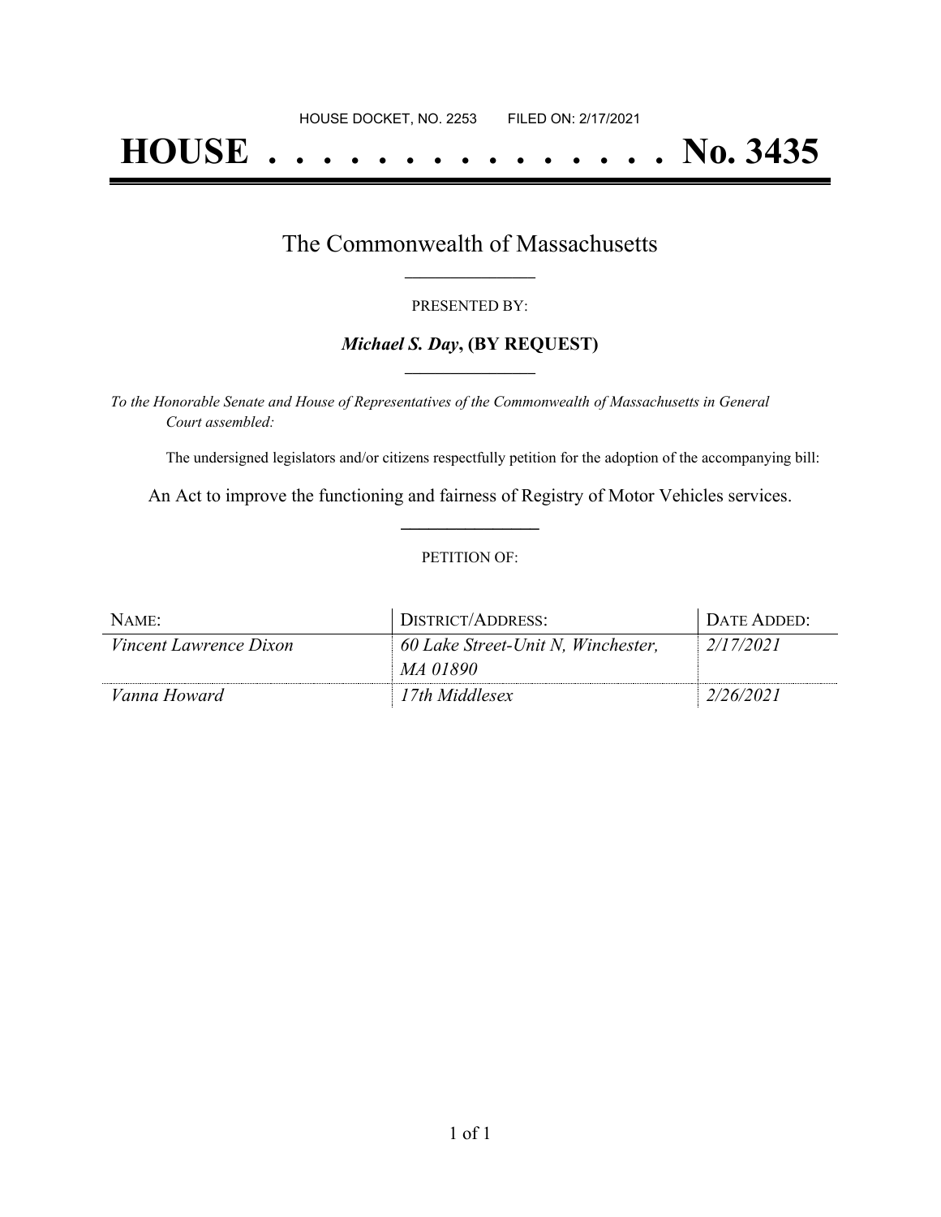HOUSE DOCKET, NO. 2253        FILED ON: 2/17/2021

# HOUSE . . . . . . . . . . . . . . . No. 3435

## The Commonwealth of Massachusetts

PRESENTED BY:

***Michael S. Day*, (BY REQUEST)**

*To the Honorable Senate and House of Representatives of the Commonwealth of Massachusetts in General Court assembled:*

The undersigned legislators and/or citizens respectfully petition for the adoption of the accompanying bill:

An Act to improve the functioning and fairness of Registry of Motor Vehicles services.

PETITION OF:

| NAME: | DISTRICT/ADDRESS: | DATE ADDED: |
|---|---|---|
| *Vincent Lawrence Dixon* | *60 Lake Street-Unit N, Winchester, MA 01890* | *2/17/2021* |
| *Vanna Howard* | *17th Middlesex* | *2/26/2021* |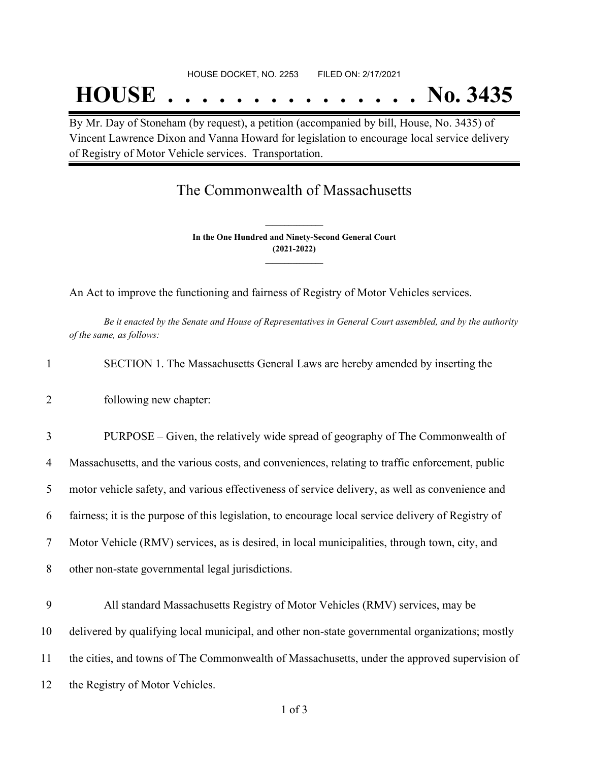HOUSE DOCKET, NO. 2253 FILED ON: 2/17/2021

# HOUSE . . . . . . . . . . . . . . . No. 3435

By Mr. Day of Stoneham (by request), a petition (accompanied by bill, House, No. 3435) of Vincent Lawrence Dixon and Vanna Howard for legislation to encourage local service delivery of Registry of Motor Vehicle services. Transportation.

## The Commonwealth of Massachusetts

**In the One Hundred and Ninety-Second General Court**
**(2021-2022)**

An Act to improve the functioning and fairness of Registry of Motor Vehicles services.

*Be it enacted by the Senate and House of Representatives in General Court assembled, and by the authority of the same, as follows:*

1 SECTION 1. The Massachusetts General Laws are hereby amended by inserting the
2 following new chapter:

3 PURPOSE – Given, the relatively wide spread of geography of The Commonwealth of
4 Massachusetts, and the various costs, and conveniences, relating to traffic enforcement, public
5 motor vehicle safety, and various effectiveness of service delivery, as well as convenience and
6 fairness; it is the purpose of this legislation, to encourage local service delivery of Registry of
7 Motor Vehicle (RMV) services, as is desired, in local municipalities, through town, city, and
8 other non-state governmental legal jurisdictions.

9 All standard Massachusetts Registry of Motor Vehicles (RMV) services, may be
10 delivered by qualifying local municipal, and other non-state governmental organizations; mostly
11 the cities, and towns of The Commonwealth of Massachusetts, under the approved supervision of
12 the Registry of Motor Vehicles.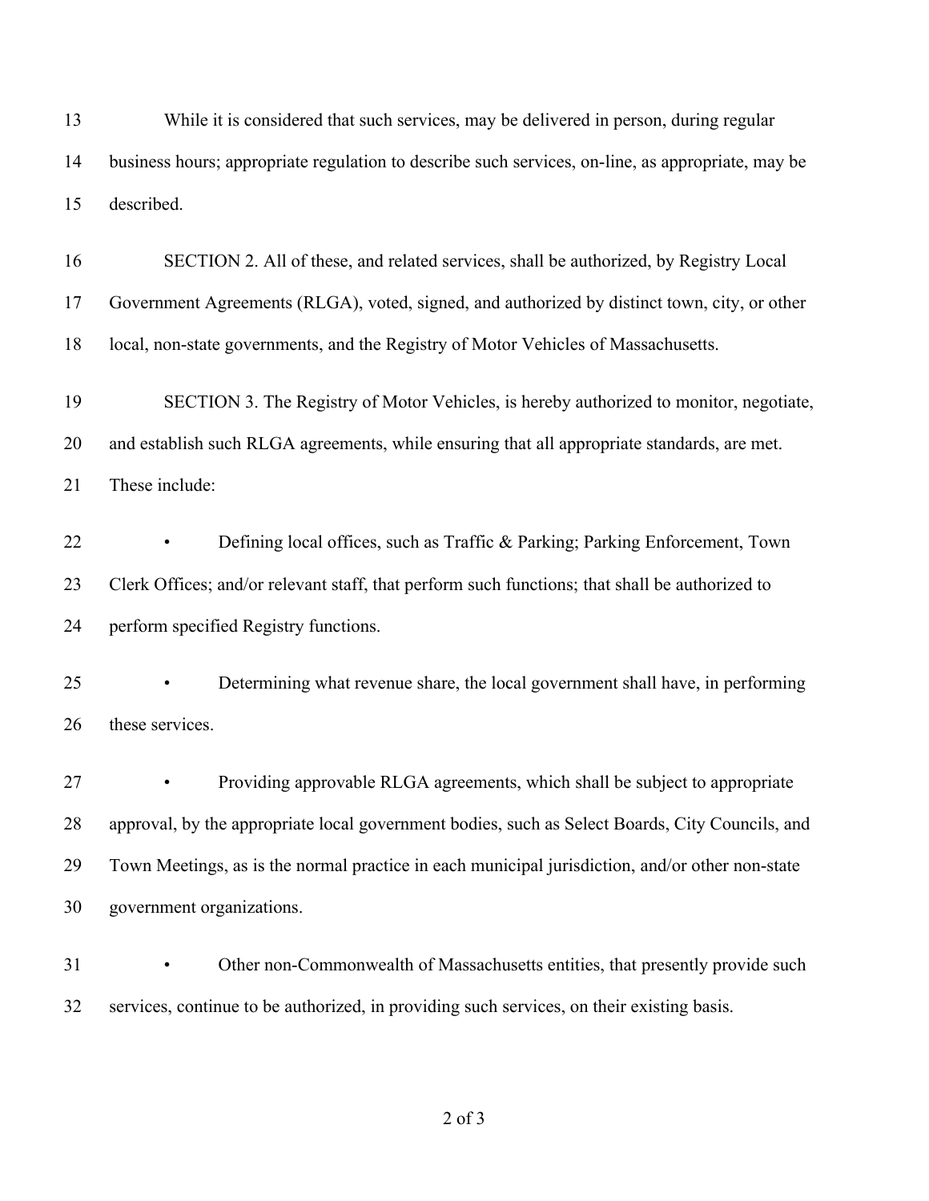While it is considered that such services, may be delivered in person, during regular business hours; appropriate regulation to describe such services, on-line, as appropriate, may be described.

SECTION 2. All of these, and related services, shall be authorized, by Registry Local Government Agreements (RLGA), voted, signed, and authorized by distinct town, city, or other local, non-state governments, and the Registry of Motor Vehicles of Massachusetts.

SECTION 3. The Registry of Motor Vehicles, is hereby authorized to monitor, negotiate, and establish such RLGA agreements, while ensuring that all appropriate standards, are met. These include:

- Defining local offices, such as Traffic & Parking; Parking Enforcement, Town Clerk Offices; and/or relevant staff, that perform such functions; that shall be authorized to perform specified Registry functions.

- Determining what revenue share, the local government shall have, in performing these services.

- Providing approvable RLGA agreements, which shall be subject to appropriate approval, by the appropriate local government bodies, such as Select Boards, City Councils, and Town Meetings, as is the normal practice in each municipal jurisdiction, and/or other non-state government organizations.

- Other non-Commonwealth of Massachusetts entities, that presently provide such services, continue to be authorized, in providing such services, on their existing basis.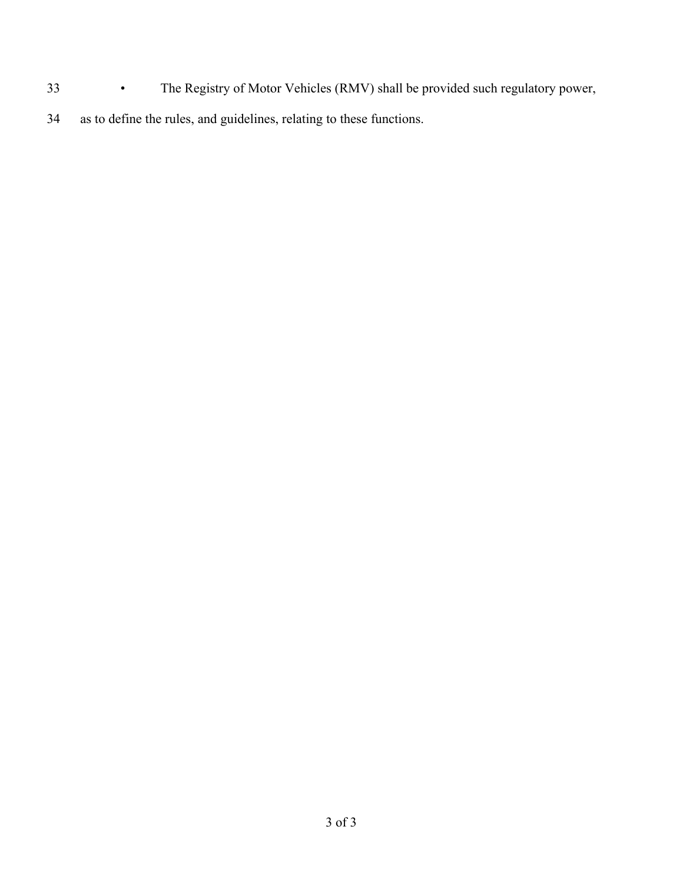- The Registry of Motor Vehicles (RMV) shall be provided such regulatory power, as to define the rules, and guidelines, relating to these functions.